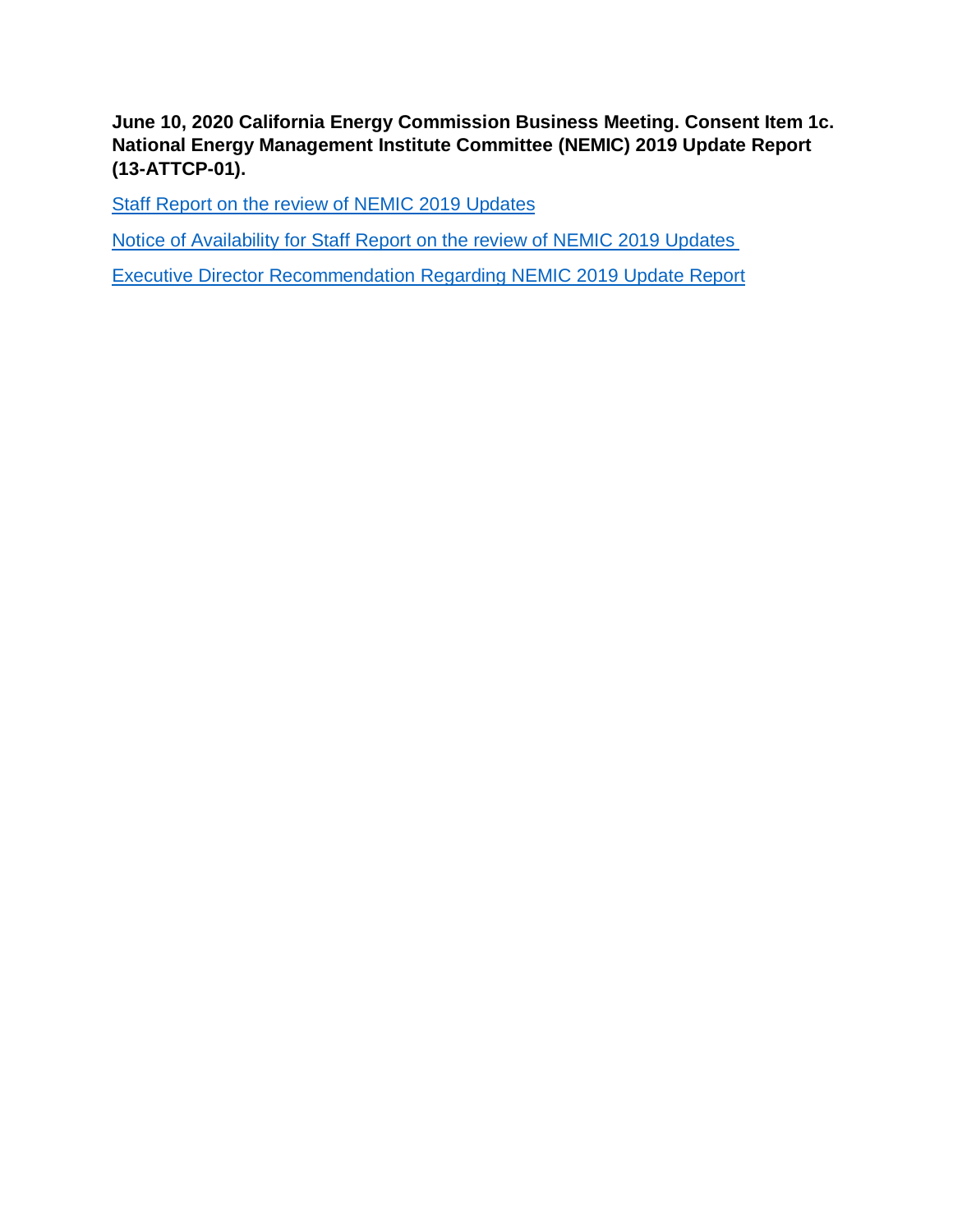**June 10, 2020 California Energy Commission Business Meeting. Consent Item 1c. National Energy Management Institute Committee (NEMIC) 2019 Update Report (13-ATTCP-01).**

Staff Report on the review of NEMIC 2019 Updates

Notice of Availability for Staff Report on the review of NEMIC 2019 Updates

Executive Director Recommendation Regarding NEMIC 2019 Update Report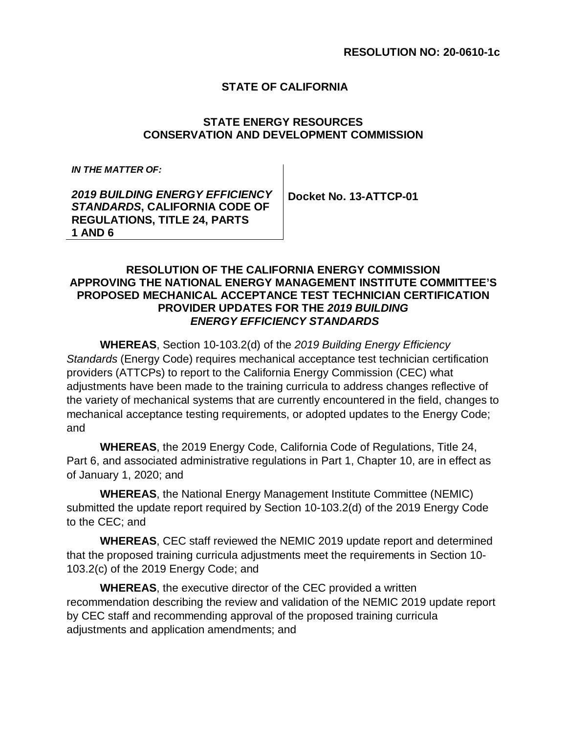**RESOLUTION NO: 20-0610-1c**

**STATE OF CALIFORNIA**

**STATE ENERGY RESOURCES CONSERVATION AND DEVELOPMENT COMMISSION**

| ***IN THE MATTER OF:***<br><br>***2019 BUILDING ENERGY EFFICIENCY STANDARDS*, CALIFORNIA CODE OF REGULATIONS, TITLE 24, PARTS 1 AND 6** | **Docket No. 13-ATTCP-01** |
| --- | --- |

**RESOLUTION OF THE CALIFORNIA ENERGY COMMISSION APPROVING THE NATIONAL ENERGY MANAGEMENT INSTITUTE COMMITTEE'S PROPOSED MECHANICAL ACCEPTANCE TEST TECHNICIAN CERTIFICATION PROVIDER UPDATES FOR THE *2019 BUILDING ENERGY EFFICIENCY STANDARDS***

**WHEREAS**, Section 10-103.2(d) of the *2019 Building Energy Efficiency Standards* (Energy Code) requires mechanical acceptance test technician certification providers (ATTCPs) to report to the California Energy Commission (CEC) what adjustments have been made to the training curricula to address changes reflective of the variety of mechanical systems that are currently encountered in the field, changes to mechanical acceptance testing requirements, or adopted updates to the Energy Code; and

**WHEREAS**, the 2019 Energy Code, California Code of Regulations, Title 24, Part 6, and associated administrative regulations in Part 1, Chapter 10, are in effect as of January 1, 2020; and

**WHEREAS**, the National Energy Management Institute Committee (NEMIC) submitted the update report required by Section 10-103.2(d) of the 2019 Energy Code to the CEC; and

**WHEREAS**, CEC staff reviewed the NEMIC 2019 update report and determined that the proposed training curricula adjustments meet the requirements in Section 10-103.2(c) of the 2019 Energy Code; and

**WHEREAS**, the executive director of the CEC provided a written recommendation describing the review and validation of the NEMIC 2019 update report by CEC staff and recommending approval of the proposed training curricula adjustments and application amendments; and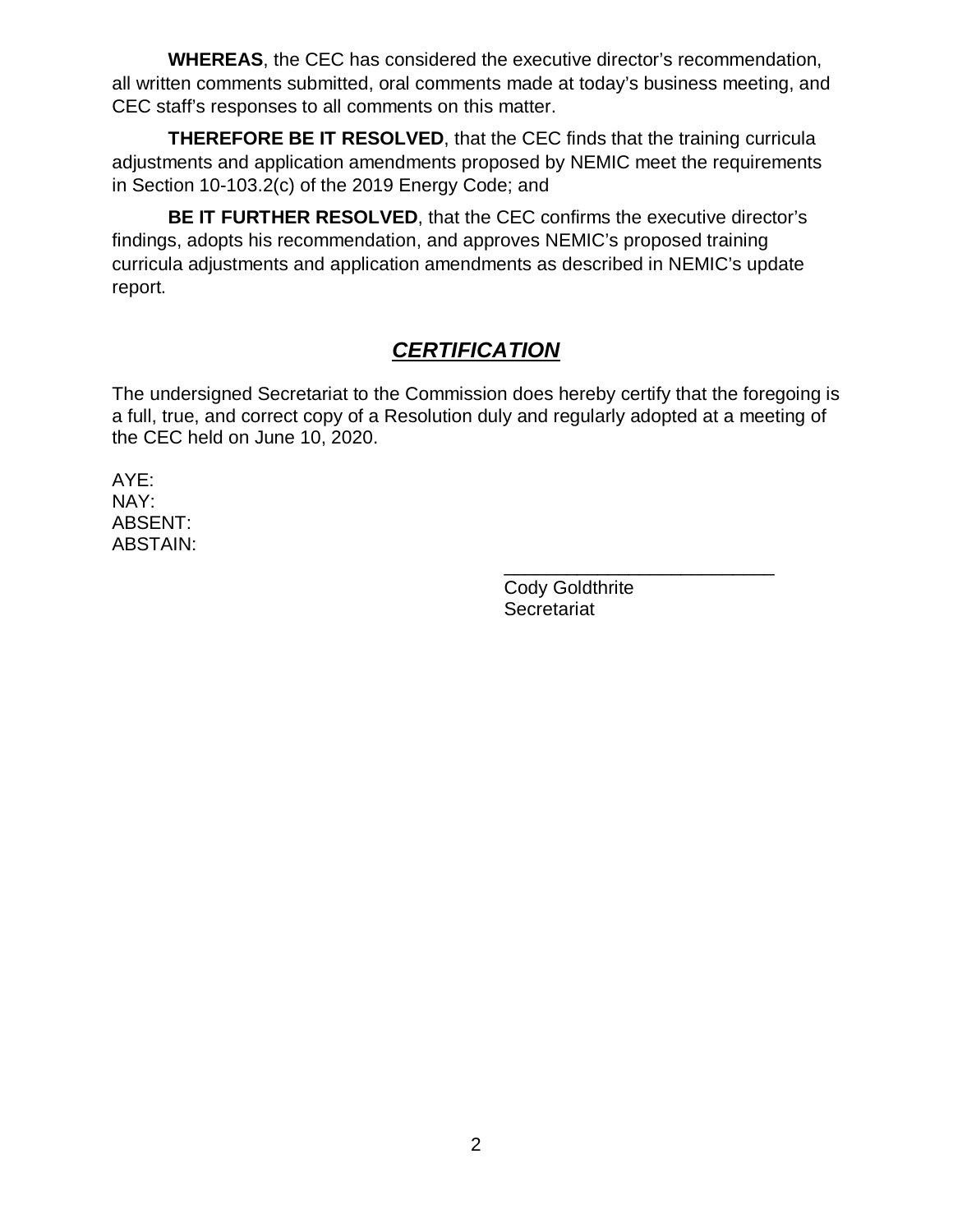**WHEREAS**, the CEC has considered the executive director's recommendation, all written comments submitted, oral comments made at today's business meeting, and CEC staff's responses to all comments on this matter.

**THEREFORE BE IT RESOLVED**, that the CEC finds that the training curricula adjustments and application amendments proposed by NEMIC meet the requirements in Section 10-103.2(c) of the 2019 Energy Code; and

**BE IT FURTHER RESOLVED**, that the CEC confirms the executive director's findings, adopts his recommendation, and approves NEMIC's proposed training curricula adjustments and application amendments as described in NEMIC's update report.

## ***CERTIFICATION***

The undersigned Secretariat to the Commission does hereby certify that the foregoing is a full, true, and correct copy of a Resolution duly and regularly adopted at a meeting of the CEC held on June 10, 2020.

AYE:
NAY:
ABSENT:
ABSTAIN:

\_\_\_\_\_\_\_\_\_\_\_\_\_\_\_\_\_\_\_\_\_\_\_\_\_\_
Cody Goldthrite
Secretariat